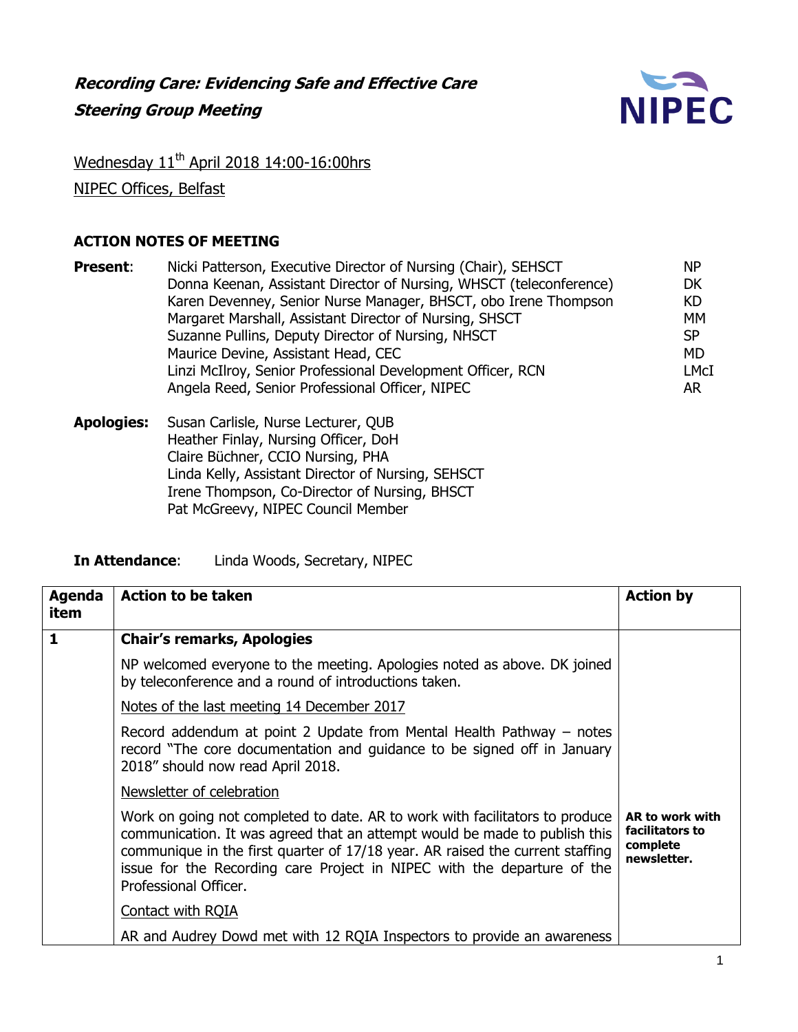***Recording Care: Evidencing Safe and Effective Care***

***Steering Group Meeting***

NIPEC

Wednesday 11th April 2018 14:00-16:00hrs

NIPEC Offices, Belfast

**ACTION NOTES OF MEETING**

| **Present**: | | |
|---|---|---|
| | Nicki Patterson, Executive Director of Nursing (Chair), SEHSCT | NP |
| | Donna Keenan, Assistant Director of Nursing, WHSCT (teleconference) | DK |
| | Karen Devenney, Senior Nurse Manager, BHSCT, obo Irene Thompson | KD |
| | Margaret Marshall, Assistant Director of Nursing, SHSCT | MM |
| | Suzanne Pullins, Deputy Director of Nursing, NHSCT | SP |
| | Maurice Devine, Assistant Head, CEC | MD |
| | Linzi McIlroy, Senior Professional Development Officer, RCN | LMcI |
| | Angela Reed, Senior Professional Officer, NIPEC | AR |

**Apologies:**
Susan Carlisle, Nurse Lecturer, QUB
Heather Finlay, Nursing Officer, DoH
Claire Büchner, CCIO Nursing, PHA
Linda Kelly, Assistant Director of Nursing, SEHSCT
Irene Thompson, Co-Director of Nursing, BHSCT
Pat McGreevy, NIPEC Council Member

**In Attendance**: Linda Woods, Secretary, NIPEC

| Agenda item | Action to be taken | Action by |
|---|---|---|
| **1** | **Chair's remarks, Apologies** | |
| | NP welcomed everyone to the meeting. Apologies noted as above. DK joined by teleconference and a round of introductions taken. | |
| | Notes of the last meeting 14 December 2017 | |
| | Record addendum at point 2 Update from Mental Health Pathway – notes record "The core documentation and guidance to be signed off in January 2018" should now read April 2018. | |
| | Newsletter of celebration | |
| | Work on going not completed to date. AR to work with facilitators to produce communication. It was agreed that an attempt would be made to publish this communique in the first quarter of 17/18 year. AR raised the current staffing issue for the Recording care Project in NIPEC with the departure of the Professional Officer. | **AR to work with facilitators to complete newsletter.** |
| | Contact with RQIA | |
| | AR and Audrey Dowd met with 12 RQIA Inspectors to provide an awareness | |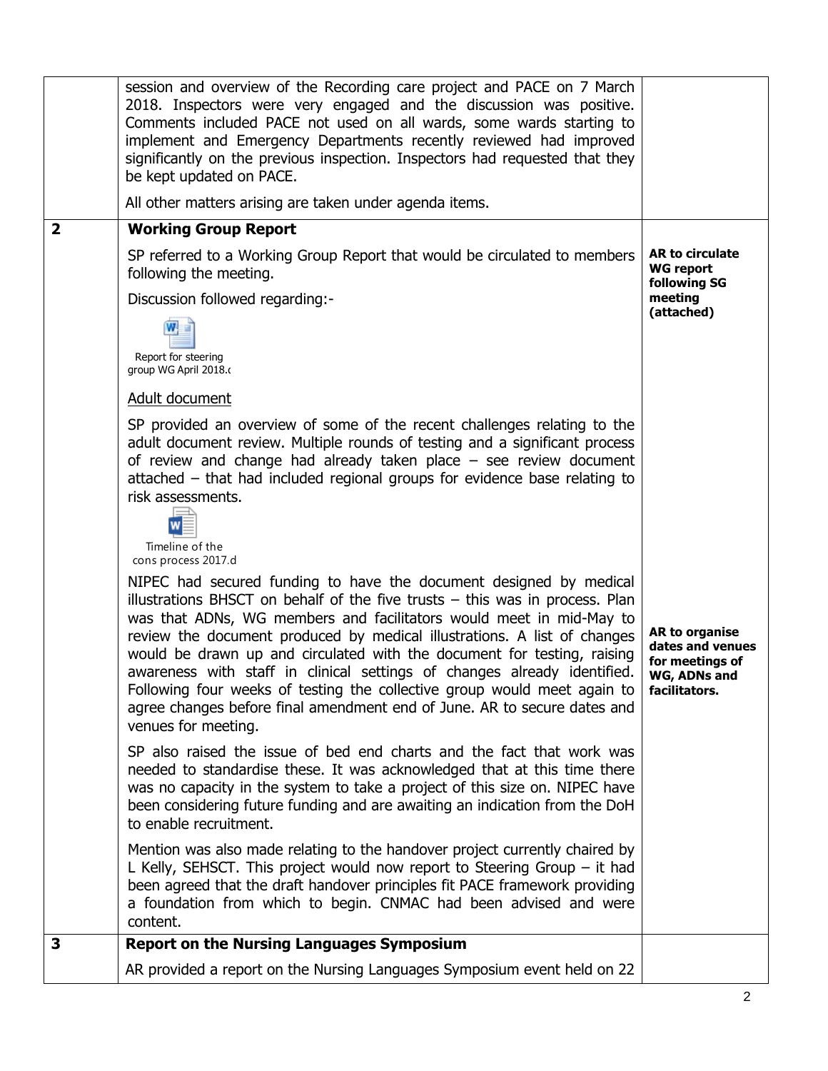| | | |
|---|---|---|
| | session and overview of the Recording care project and PACE on 7 March 2018. Inspectors were very engaged and the discussion was positive. Comments included PACE not used on all wards, some wards starting to implement and Emergency Departments recently reviewed had improved significantly on the previous inspection. Inspectors had requested that they be kept updated on PACE.<br><br>All other matters arising are taken under agenda items. | |
| **2** | **Working Group Report**<br><br>SP referred to a Working Group Report that would be circulated to members following the meeting.<br><br>Discussion followed regarding:-<br><br>Report for steering group WG April 2018.d<br><br><u>Adult document</u><br><br>SP provided an overview of some of the recent challenges relating to the adult document review. Multiple rounds of testing and a significant process of review and change had already taken place – see review document attached – that had included regional groups for evidence base relating to risk assessments.<br><br>Timeline of the cons process 2017.d<br><br>NIPEC had secured funding to have the document designed by medical illustrations BHSCT on behalf of the five trusts – this was in process. Plan was that ADNs, WG members and facilitators would meet in mid-May to review the document produced by medical illustrations. A list of changes would be drawn up and circulated with the document for testing, raising awareness with staff in clinical settings of changes already identified. Following four weeks of testing the collective group would meet again to agree changes before final amendment end of June. AR to secure dates and venues for meeting.<br><br>SP also raised the issue of bed end charts and the fact that work was needed to standardise these. It was acknowledged that at this time there was no capacity in the system to take a project of this size on. NIPEC have been considering future funding and are awaiting an indication from the DoH to enable recruitment.<br><br>Mention was also made relating to the handover project currently chaired by L Kelly, SEHSCT. This project would now report to Steering Group – it had been agreed that the draft handover principles fit PACE framework providing a foundation from which to begin. CNMAC had been advised and were content. | **AR to circulate WG report following SG meeting (attached)**<br><br><br><br><br><br><br><br>**AR to organise dates and venues for meetings of WG, ADNs and facilitators.** |
| **3** | **Report on the Nursing Languages Symposium**<br><br>AR provided a report on the Nursing Languages Symposium event held on 22 | |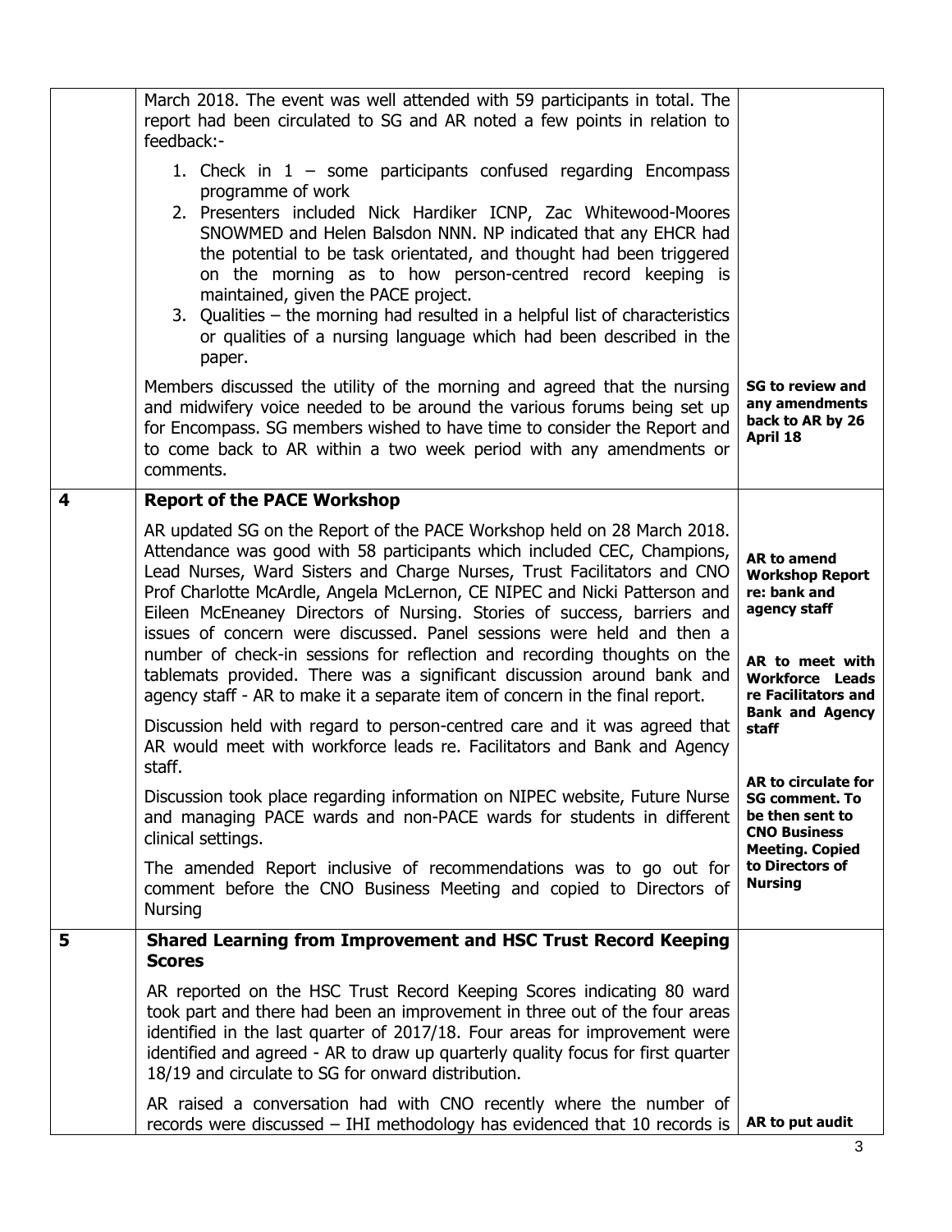| | | |
|---|---|---|
| | March 2018. The event was well attended with 59 participants in total. The report had been circulated to SG and AR noted a few points in relation to feedback:-<br><br>1. Check in 1 – some participants confused regarding Encompass programme of work<br>2. Presenters included Nick Hardiker ICNP, Zac Whitewood-Moores SNOWMED and Helen Balsdon NNN. NP indicated that any EHCR had the potential to be task orientated, and thought had been triggered on the morning as to how person-centred record keeping is maintained, given the PACE project.<br>3. Qualities – the morning had resulted in a helpful list of characteristics or qualities of a nursing language which had been described in the paper.<br><br>Members discussed the utility of the morning and agreed that the nursing and midwifery voice needed to be around the various forums being set up for Encompass. SG members wished to have time to consider the Report and to come back to AR within a two week period with any amendments or comments. | **SG to review and any amendments back to AR by 26 April 18** |
| **4** | **Report of the PACE Workshop**<br><br>AR updated SG on the Report of the PACE Workshop held on 28 March 2018. Attendance was good with 58 participants which included CEC, Champions, Lead Nurses, Ward Sisters and Charge Nurses, Trust Facilitators and CNO Prof Charlotte McArdle, Angela McLernon, CE NIPEC and Nicki Patterson and Eileen McEneaney Directors of Nursing. Stories of success, barriers and issues of concern were discussed. Panel sessions were held and then a number of check-in sessions for reflection and recording thoughts on the tablemats provided. There was a significant discussion around bank and agency staff - AR to make it a separate item of concern in the final report.<br><br>Discussion held with regard to person-centred care and it was agreed that AR would meet with workforce leads re. Facilitators and Bank and Agency staff.<br><br>Discussion took place regarding information on NIPEC website, Future Nurse and managing PACE wards and non-PACE wards for students in different clinical settings.<br><br>The amended Report inclusive of recommendations was to go out for comment before the CNO Business Meeting and copied to Directors of Nursing | **AR to amend Workshop Report re: bank and agency staff**<br><br>**AR to meet with Workforce Leads re Facilitators and Bank and Agency staff**<br><br>**AR to circulate for SG comment. To be then sent to CNO Business Meeting. Copied to Directors of Nursing** |
| **5** | **Shared Learning from Improvement and HSC Trust Record Keeping Scores**<br><br>AR reported on the HSC Trust Record Keeping Scores indicating 80 ward took part and there had been an improvement in three out of the four areas identified in the last quarter of 2017/18. Four areas for improvement were identified and agreed - AR to draw up quarterly quality focus for first quarter 18/19 and circulate to SG for onward distribution.<br><br>AR raised a conversation had with CNO recently where the number of records were discussed – IHI methodology has evidenced that 10 records is | **AR to put audit** |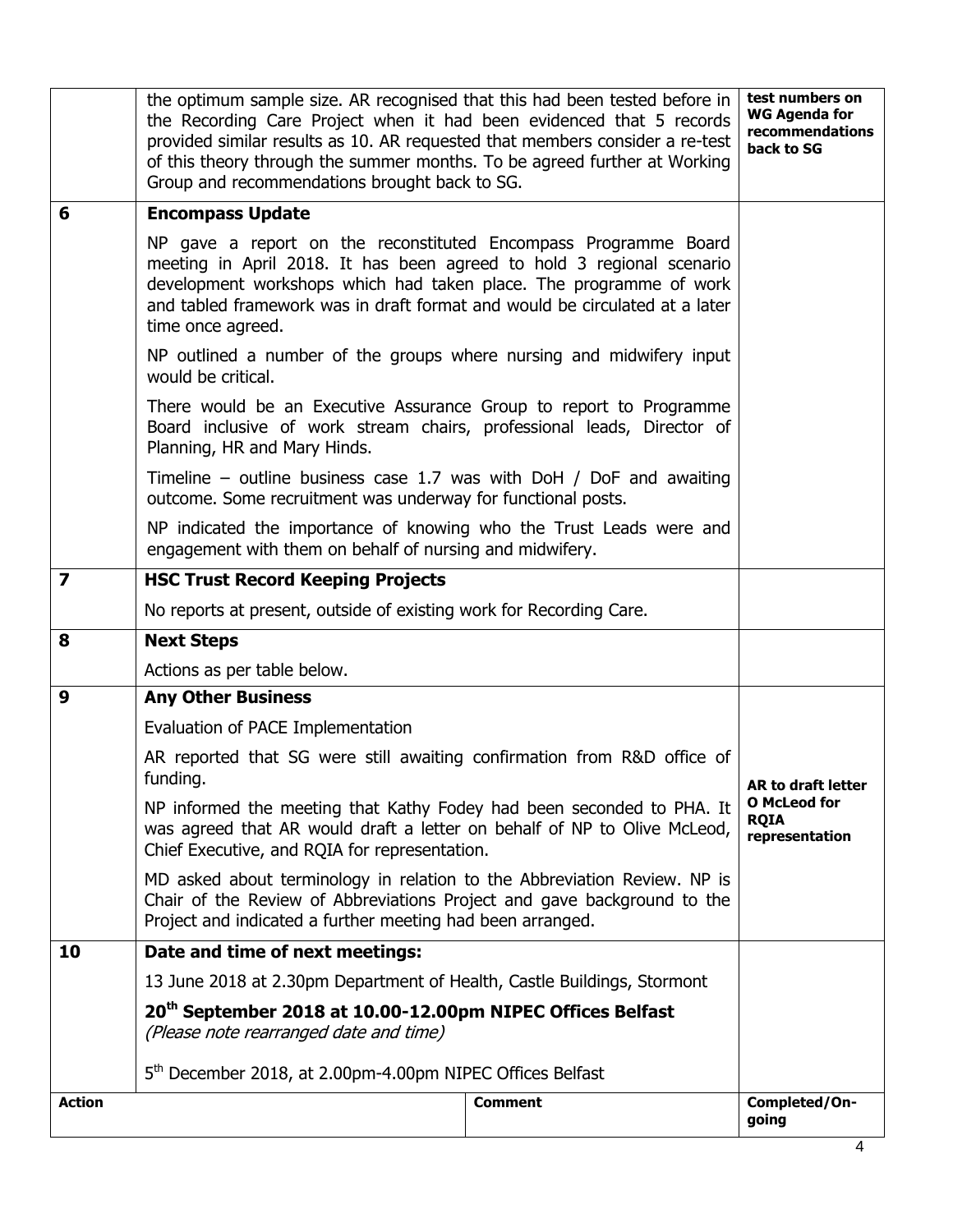| | | |
|---|---|---|
| | the optimum sample size. AR recognised that this had been tested before in the Recording Care Project when it had been evidenced that 5 records provided similar results as 10. AR requested that members consider a re-test of this theory through the summer months. To be agreed further at Working Group and recommendations brought back to SG. | **test numbers on WG Agenda for recommendations back to SG** |
| **6** | **Encompass Update**<br><br>NP gave a report on the reconstituted Encompass Programme Board meeting in April 2018. It has been agreed to hold 3 regional scenario development workshops which had taken place. The programme of work and tabled framework was in draft format and would be circulated at a later time once agreed.<br><br>NP outlined a number of the groups where nursing and midwifery input would be critical.<br><br>There would be an Executive Assurance Group to report to Programme Board inclusive of work stream chairs, professional leads, Director of Planning, HR and Mary Hinds.<br><br>Timeline – outline business case 1.7 was with DoH / DoF and awaiting outcome. Some recruitment was underway for functional posts.<br><br>NP indicated the importance of knowing who the Trust Leads were and engagement with them on behalf of nursing and midwifery. | |
| **7** | **HSC Trust Record Keeping Projects**<br><br>No reports at present, outside of existing work for Recording Care. | |
| **8** | **Next Steps**<br><br>Actions as per table below. | |
| **9** | **Any Other Business**<br><br>Evaluation of PACE Implementation<br><br>AR reported that SG were still awaiting confirmation from R&D office of funding.<br><br>NP informed the meeting that Kathy Fodey had been seconded to PHA. It was agreed that AR would draft a letter on behalf of NP to Olive McLeod, Chief Executive, and RQIA for representation.<br><br>MD asked about terminology in relation to the Abbreviation Review. NP is Chair of the Review of Abbreviations Project and gave background to the Project and indicated a further meeting had been arranged. | **AR to draft letter O McLeod for RQIA representation** |
| **10** | **Date and time of next meetings:**<br><br>13 June 2018 at 2.30pm Department of Health, Castle Buildings, Stormont<br><br>**20th September 2018 at 10.00-12.00pm NIPEC Offices Belfast**<br>*(Please note rearranged date and time)*<br><br>5th December 2018, at 2.00pm-4.00pm NIPEC Offices Belfast | |

| **Action** | **Comment** | **Completed/On-going** |
|---|---|---|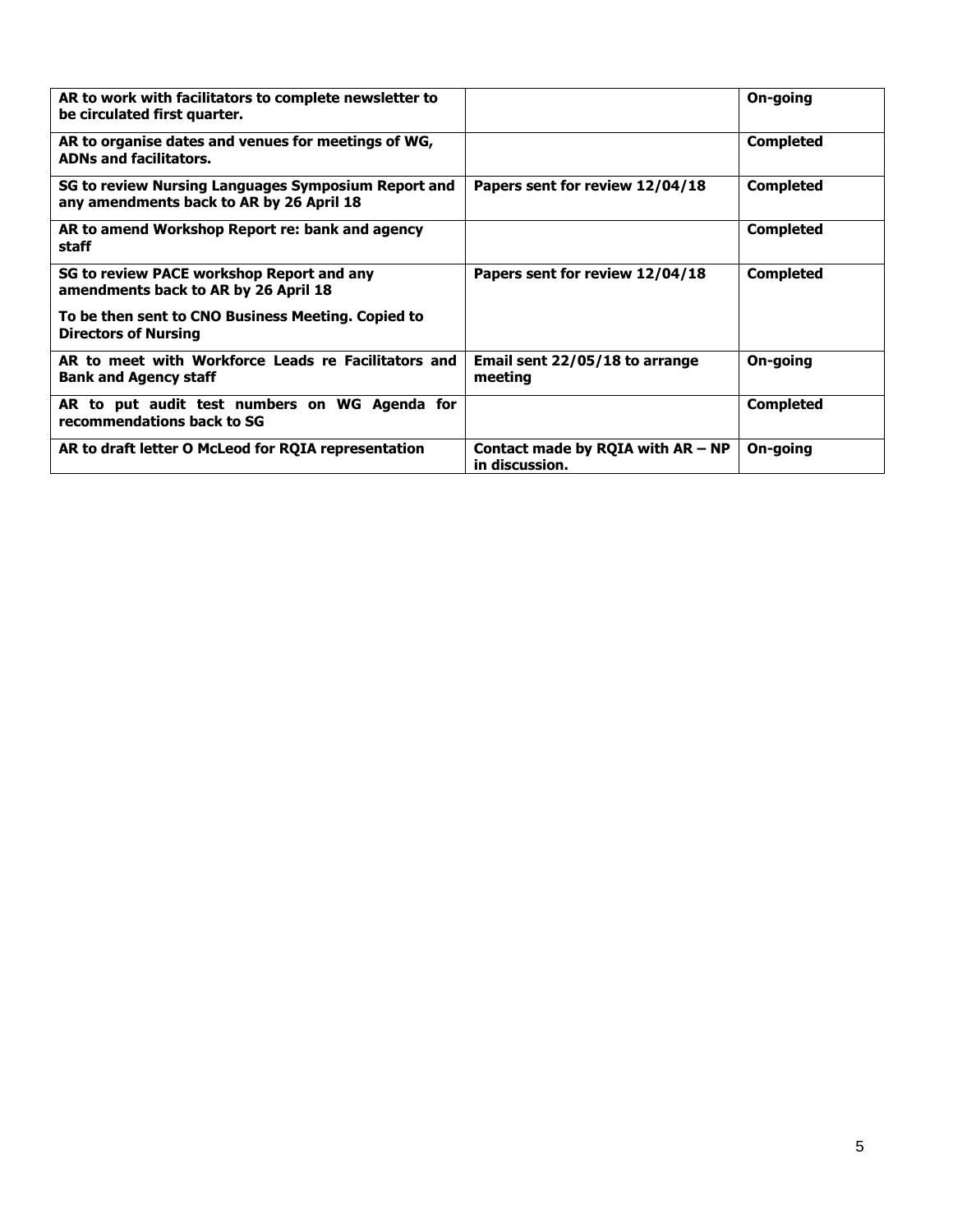| | | |
|---|---|---|
| **AR to work with facilitators to complete newsletter to be circulated first quarter.** | | **On-going** |
| **AR to organise dates and venues for meetings of WG, ADNs and facilitators.** | | **Completed** |
| **SG to review Nursing Languages Symposium Report and any amendments back to AR by 26 April 18** | **Papers sent for review 12/04/18** | **Completed** |
| **AR to amend Workshop Report re: bank and agency staff** | | **Completed** |
| **SG to review PACE workshop Report and any amendments back to AR by 26 April 18**<br><br>**To be then sent to CNO Business Meeting. Copied to Directors of Nursing** | **Papers sent for review 12/04/18** | **Completed** |
| **AR to meet with Workforce Leads re Facilitators and Bank and Agency staff** | **Email sent 22/05/18 to arrange meeting** | **On-going** |
| **AR to put audit test numbers on WG Agenda for recommendations back to SG** | | **Completed** |
| **AR to draft letter O McLeod for RQIA representation** | **Contact made by RQIA with AR – NP in discussion.** | **On-going** |